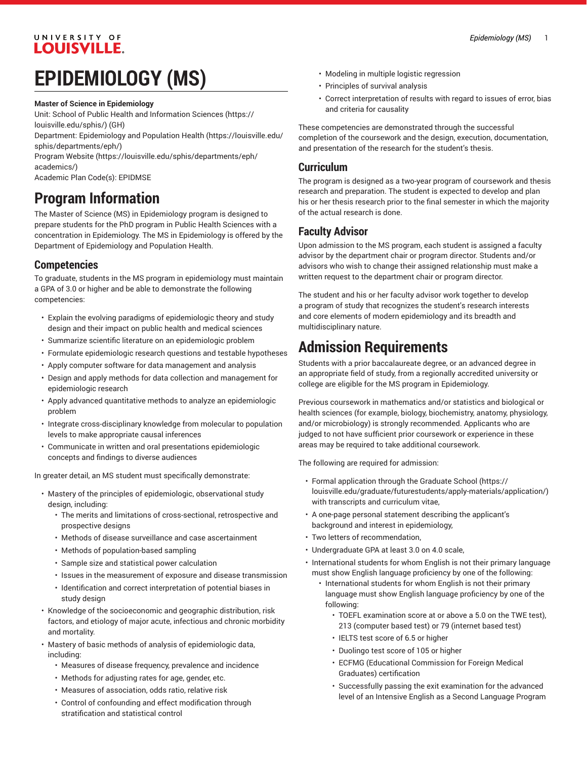# EPIDEMIOLOGY (MS)

**Master of Science in Epidemiology**

Unit: School of Public Health and Information Sciences (https://louisville.edu/sphis/) (GH)

Department: Epidemiology and Population Health (https://louisville.edu/sphis/departments/eph/)

Program Website (https://louisville.edu/sphis/departments/eph/academics/)

Academic Plan Code(s): EPIDMSE

# Program Information

The Master of Science (MS) in Epidemiology program is designed to prepare students for the PhD program in Public Health Sciences with a concentration in Epidemiology. The MS in Epidemiology is offered by the Department of Epidemiology and Population Health.

## Competencies

To graduate, students in the MS program in epidemiology must maintain a GPA of 3.0 or higher and be able to demonstrate the following competencies:

- Explain the evolving paradigms of epidemiologic theory and study design and their impact on public health and medical sciences
- Summarize scientific literature on an epidemiologic problem
- Formulate epidemiologic research questions and testable hypotheses
- Apply computer software for data management and analysis
- Design and apply methods for data collection and management for epidemiologic research
- Apply advanced quantitative methods to analyze an epidemiologic problem
- Integrate cross-disciplinary knowledge from molecular to population levels to make appropriate causal inferences
- Communicate in written and oral presentations epidemiologic concepts and findings to diverse audiences

In greater detail, an MS student must specifically demonstrate:

- Mastery of the principles of epidemiologic, observational study design, including:
  - The merits and limitations of cross-sectional, retrospective and prospective designs
  - Methods of disease surveillance and case ascertainment
  - Methods of population-based sampling
  - Sample size and statistical power calculation
  - Issues in the measurement of exposure and disease transmission
  - Identification and correct interpretation of potential biases in study design
- Knowledge of the socioeconomic and geographic distribution, risk factors, and etiology of major acute, infectious and chronic morbidity and mortality.
- Mastery of basic methods of analysis of epidemiologic data, including:
  - Measures of disease frequency, prevalence and incidence
  - Methods for adjusting rates for age, gender, etc.
  - Measures of association, odds ratio, relative risk
  - Control of confounding and effect modification through stratification and statistical control
  - Modeling in multiple logistic regression
  - Principles of survival analysis
  - Correct interpretation of results with regard to issues of error, bias and criteria for causality

These competencies are demonstrated through the successful completion of the coursework and the design, execution, documentation, and presentation of the research for the student's thesis.

## Curriculum

The program is designed as a two-year program of coursework and thesis research and preparation. The student is expected to develop and plan his or her thesis research prior to the final semester in which the majority of the actual research is done.

## Faculty Advisor

Upon admission to the MS program, each student is assigned a faculty advisor by the department chair or program director. Students and/or advisors who wish to change their assigned relationship must make a written request to the department chair or program director.

The student and his or her faculty advisor work together to develop a program of study that recognizes the student's research interests and core elements of modern epidemiology and its breadth and multidisciplinary nature.

# Admission Requirements

Students with a prior baccalaureate degree, or an advanced degree in an appropriate field of study, from a regionally accredited university or college are eligible for the MS program in Epidemiology.

Previous coursework in mathematics and/or statistics and biological or health sciences (for example, biology, biochemistry, anatomy, physiology, and/or microbiology) is strongly recommended. Applicants who are judged to not have sufficient prior coursework or experience in these areas may be required to take additional coursework.

The following are required for admission:

- Formal application through the Graduate School (https://louisville.edu/graduate/futurestudents/apply-materials/application/) with transcripts and curriculum vitae,
- A one-page personal statement describing the applicant's background and interest in epidemiology,
- Two letters of recommendation,
- Undergraduate GPA at least 3.0 on 4.0 scale,
- International students for whom English is not their primary language must show English language proficiency by one of the following:
  - International students for whom English is not their primary language must show English language proficiency by one of the following:
    - TOEFL examination score at or above a 5.0 on the TWE test), 213 (computer based test) or 79 (internet based test)
    - IELTS test score of 6.5 or higher
    - Duolingo test score of 105 or higher
    - ECFMG (Educational Commission for Foreign Medical Graduates) certification
    - Successfully passing the exit examination for the advanced level of an Intensive English as a Second Language Program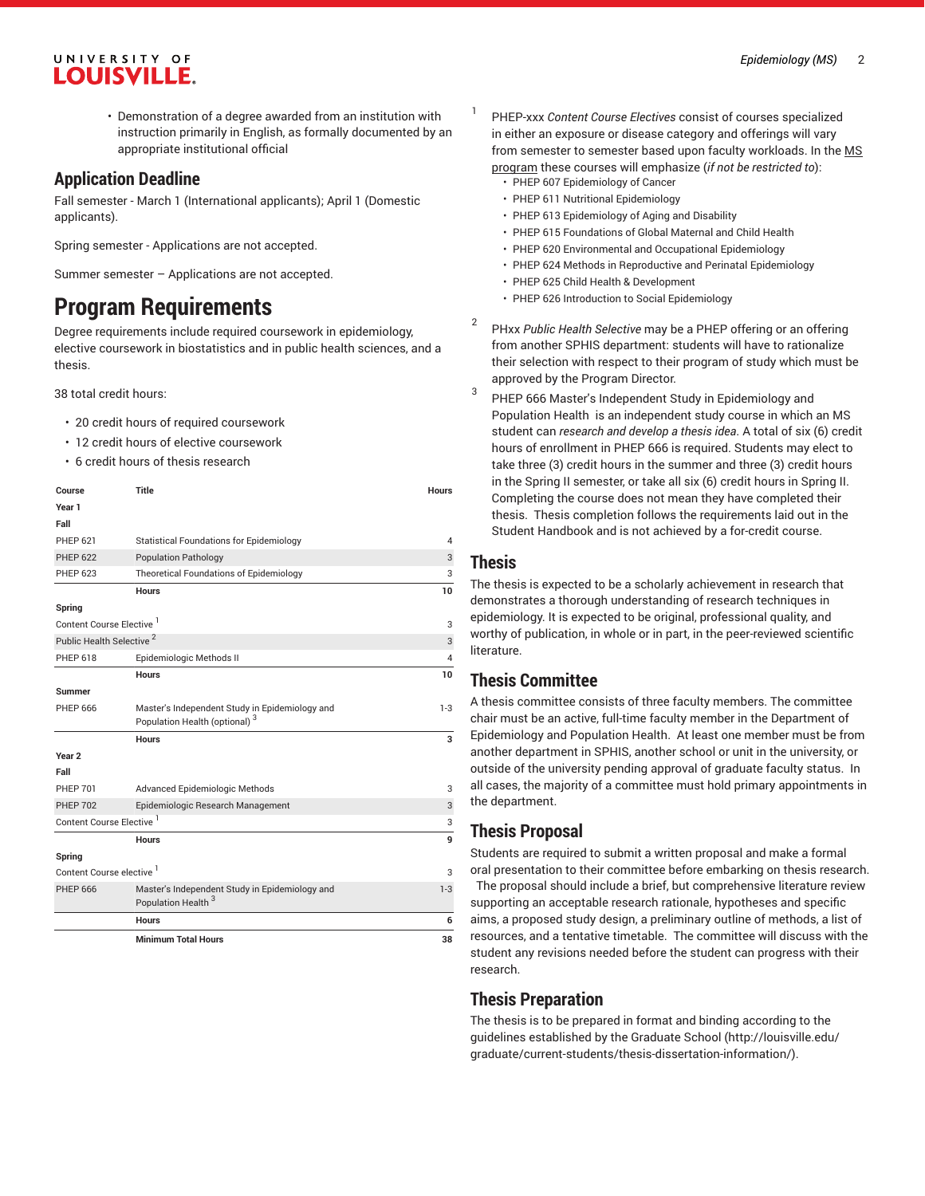- Demonstration of a degree awarded from an institution with instruction primarily in English, as formally documented by an appropriate institutional official

## Application Deadline

Fall semester - March 1 (International applicants); April 1 (Domestic applicants).

Spring semester - Applications are not accepted.

Summer semester – Applications are not accepted.

# Program Requirements

Degree requirements include required coursework in epidemiology, elective coursework in biostatistics and in public health sciences, and a thesis.

38 total credit hours:

- 20 credit hours of required coursework
- 12 credit hours of elective coursework
- 6 credit hours of thesis research

| Course | Title | Hours |
|---|---|---|
| **Year 1** | | |
| **Fall** | | |
| PHEP 621 | Statistical Foundations for Epidemiology | 4 |
| PHEP 622 | Population Pathology | 3 |
| PHEP 623 | Theoretical Foundations of Epidemiology | 3 |
| | **Hours** | **10** |
| **Spring** | | |
| Content Course Elective [1] | | 3 |
| Public Health Selective [2] | | 3 |
| PHEP 618 | Epidemiologic Methods II | 4 |
| | **Hours** | **10** |
| **Summer** | | |
| PHEP 666 | Master's Independent Study in Epidemiology and Population Health (optional) [3] | 1-3 |
| | **Hours** | **3** |
| **Year 2** | | |
| **Fall** | | |
| PHEP 701 | Advanced Epidemiologic Methods | 3 |
| PHEP 702 | Epidemiologic Research Management | 3 |
| Content Course Elective [1] | | 3 |
| | **Hours** | **9** |
| **Spring** | | |
| Content Course elective [1] | | 3 |
| PHEP 666 | Master's Independent Study in Epidemiology and Population Health [3] | 1-3 |
| | **Hours** | **6** |
| | **Minimum Total Hours** | **38** |

1. PHEP-xxx *Content Course Electives* consist of courses specialized in either an exposure or disease category and offerings will vary from semester to semester based upon faculty workloads. In the MS program these courses will emphasize (*if not be restricted to*):
   - PHEP 607 Epidemiology of Cancer
   - PHEP 611 Nutritional Epidemiology
   - PHEP 613 Epidemiology of Aging and Disability
   - PHEP 615 Foundations of Global Maternal and Child Health
   - PHEP 620 Environmental and Occupational Epidemiology
   - PHEP 624 Methods in Reproductive and Perinatal Epidemiology
   - PHEP 625 Child Health & Development
   - PHEP 626 Introduction to Social Epidemiology
2. PHxx *Public Health Selective* may be a PHEP offering or an offering from another SPHIS department: students will have to rationalize their selection with respect to their program of study which must be approved by the Program Director.
3. PHEP 666 Master's Independent Study in Epidemiology and Population Health is an independent study course in which an MS student can *research and develop a thesis idea.* A total of six (6) credit hours of enrollment in PHEP 666 is required. Students may elect to take three (3) credit hours in the summer and three (3) credit hours in the Spring II semester, or take all six (6) credit hours in Spring II. Completing the course does not mean they have completed their thesis. Thesis completion follows the requirements laid out in the Student Handbook and is not achieved by a for-credit course.

## Thesis

The thesis is expected to be a scholarly achievement in research that demonstrates a thorough understanding of research techniques in epidemiology. It is expected to be original, professional quality, and worthy of publication, in whole or in part, in the peer-reviewed scientific literature.

## Thesis Committee

A thesis committee consists of three faculty members. The committee chair must be an active, full-time faculty member in the Department of Epidemiology and Population Health. At least one member must be from another department in SPHIS, another school or unit in the university, or outside of the university pending approval of graduate faculty status. In all cases, the majority of a committee must hold primary appointments in the department.

## Thesis Proposal

Students are required to submit a written proposal and make a formal oral presentation to their committee before embarking on thesis research. The proposal should include a brief, but comprehensive literature review supporting an acceptable research rationale, hypotheses and specific aims, a proposed study design, a preliminary outline of methods, a list of resources, and a tentative timetable. The committee will discuss with the student any revisions needed before the student can progress with their research.

## Thesis Preparation

The thesis is to be prepared in format and binding according to the guidelines established by the Graduate School (http://louisville.edu/graduate/current-students/thesis-dissertation-information/).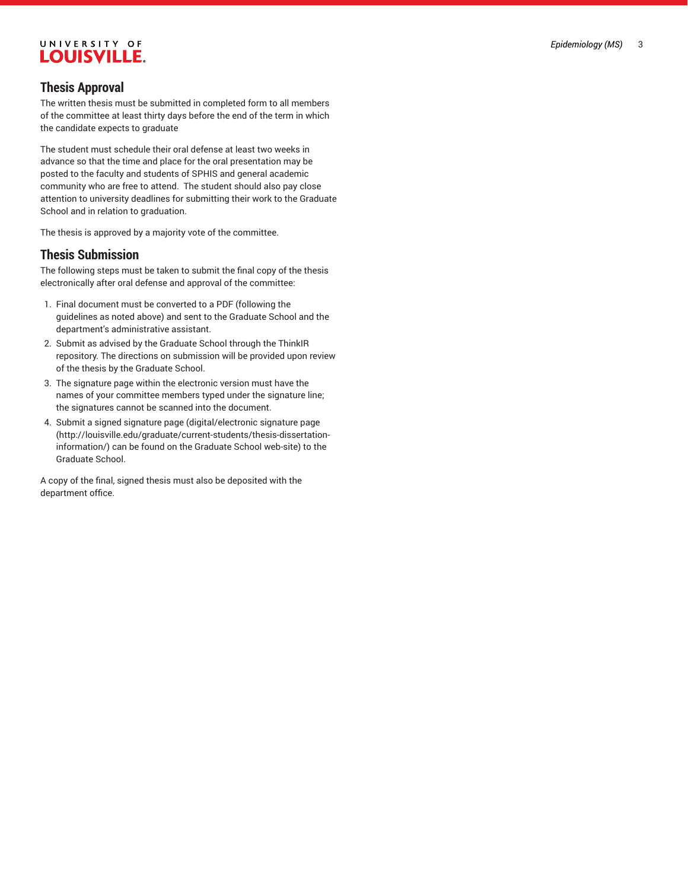## Thesis Approval

The written thesis must be submitted in completed form to all members of the committee at least thirty days before the end of the term in which the candidate expects to graduate

The student must schedule their oral defense at least two weeks in advance so that the time and place for the oral presentation may be posted to the faculty and students of SPHIS and general academic community who are free to attend.  The student should also pay close attention to university deadlines for submitting their work to the Graduate School and in relation to graduation.

The thesis is approved by a majority vote of the committee.

## Thesis Submission

The following steps must be taken to submit the final copy of the thesis electronically after oral defense and approval of the committee:

1. Final document must be converted to a PDF (following the guidelines as noted above) and sent to the Graduate School and the department's administrative assistant.
2. Submit as advised by the Graduate School through the ThinkIR repository. The directions on submission will be provided upon review of the thesis by the Graduate School.
3. The signature page within the electronic version must have the names of your committee members typed under the signature line; the signatures cannot be scanned into the document.
4. Submit a signed signature page (digital/electronic signature page (http://louisville.edu/graduate/current-students/thesis-dissertation-information/) can be found on the Graduate School web-site) to the Graduate School.

A copy of the final, signed thesis must also be deposited with the department office.